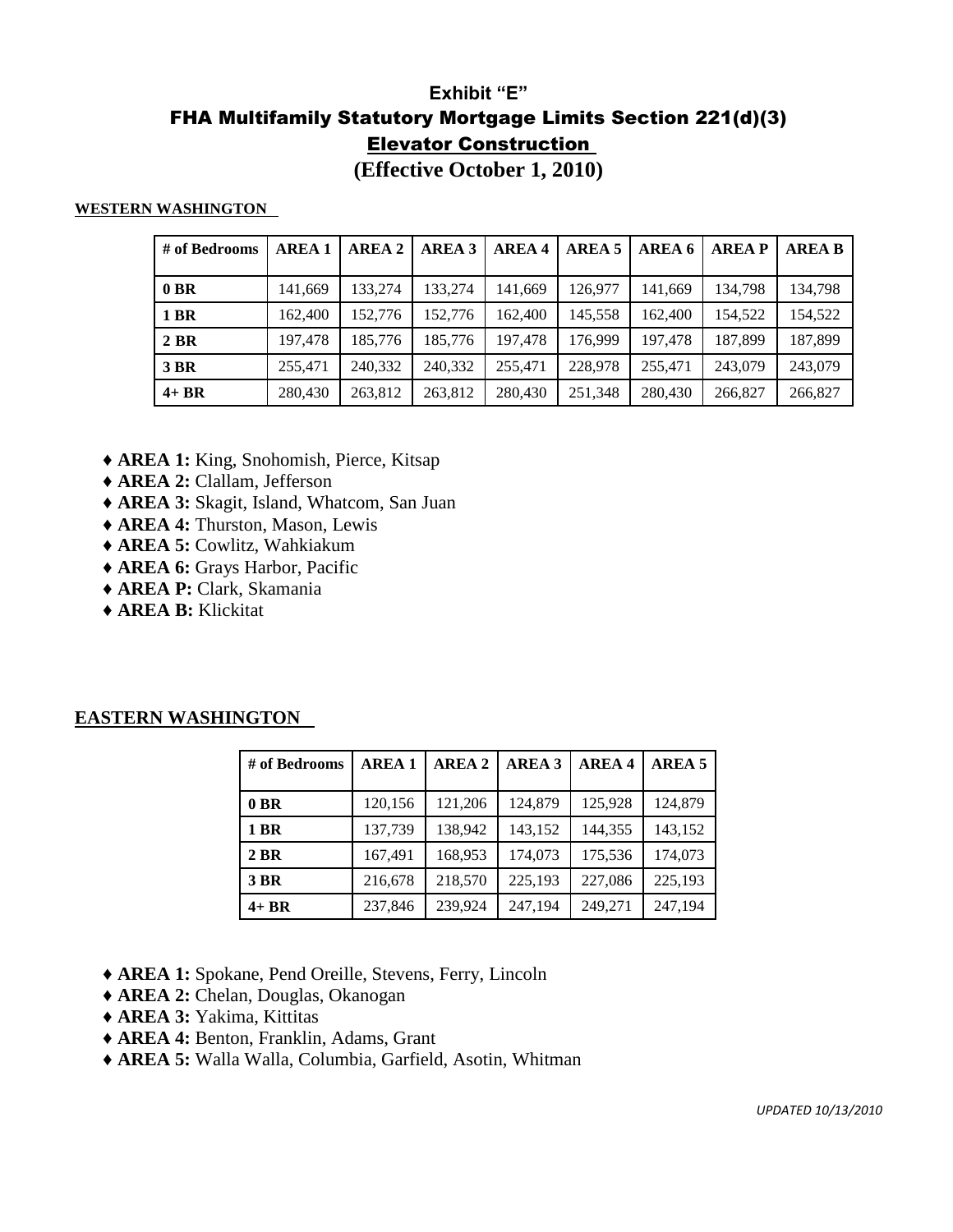# Exhibit "E"

## FHA Multifamily Statutory Mortgage Limits Section 221(d)(3)

## Elevator Construction

## (Effective October 1, 2010)

**WESTERN WASHINGTON**

| # of Bedrooms | AREA 1 | AREA 2 | AREA 3 | AREA 4 | AREA 5 | AREA 6 | AREA P | AREA B |
|---|---|---|---|---|---|---|---|---|
| **0 BR** | 141,669 | 133,274 | 133,274 | 141,669 | 126,977 | 141,669 | 134,798 | 134,798 |
| **1 BR** | 162,400 | 152,776 | 152,776 | 162,400 | 145,558 | 162,400 | 154,522 | 154,522 |
| **2 BR** | 197,478 | 185,776 | 185,776 | 197,478 | 176,999 | 197,478 | 187,899 | 187,899 |
| **3 BR** | 255,471 | 240,332 | 240,332 | 255,471 | 228,978 | 255,471 | 243,079 | 243,079 |
| **4+ BR** | 280,430 | 263,812 | 263,812 | 280,430 | 251,348 | 280,430 | 266,827 | 266,827 |

- ♦ **AREA 1:** King, Snohomish, Pierce, Kitsap
- ♦ **AREA 2:** Clallam, Jefferson
- ♦ **AREA 3:** Skagit, Island, Whatcom, San Juan
- ♦ **AREA 4:** Thurston, Mason, Lewis
- ♦ **AREA 5:** Cowlitz, Wahkiakum
- ♦ **AREA 6:** Grays Harbor, Pacific
- ♦ **AREA P:** Clark, Skamania
- ♦ **AREA B:** Klickitat

**EASTERN WASHINGTON**

| # of Bedrooms | AREA 1 | AREA 2 | AREA 3 | AREA 4 | AREA 5 |
|---|---|---|---|---|---|
| **0 BR** | 120,156 | 121,206 | 124,879 | 125,928 | 124,879 |
| **1 BR** | 137,739 | 138,942 | 143,152 | 144,355 | 143,152 |
| **2 BR** | 167,491 | 168,953 | 174,073 | 175,536 | 174,073 |
| **3 BR** | 216,678 | 218,570 | 225,193 | 227,086 | 225,193 |
| **4+ BR** | 237,846 | 239,924 | 247,194 | 249,271 | 247,194 |

- ♦ **AREA 1:** Spokane, Pend Oreille, Stevens, Ferry, Lincoln
- ♦ **AREA 2:** Chelan, Douglas, Okanogan
- ♦ **AREA 3:** Yakima, Kittitas
- ♦ **AREA 4:** Benton, Franklin, Adams, Grant
- ♦ **AREA 5:** Walla Walla, Columbia, Garfield, Asotin, Whitman

*UPDATED 10/13/2010*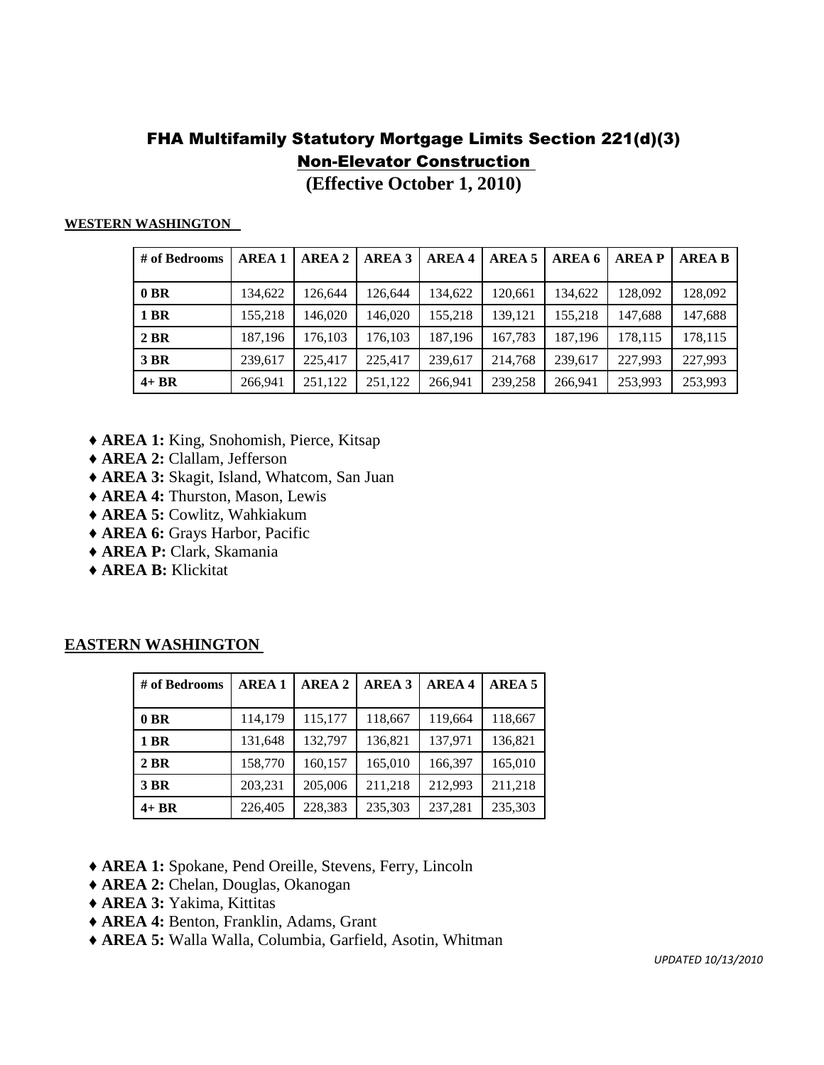# FHA Multifamily Statutory Mortgage Limits Section 221(d)(3)

## Non-Elevator Construction

## (Effective October 1, 2010)

**WESTERN WASHINGTON**

| # of Bedrooms | AREA 1 | AREA 2 | AREA 3 | AREA 4 | AREA 5 | AREA 6 | AREA P | AREA B |
|---|---|---|---|---|---|---|---|---|
| **0 BR** | 134,622 | 126,644 | 126,644 | 134,622 | 120,661 | 134,622 | 128,092 | 128,092 |
| **1 BR** | 155,218 | 146,020 | 146,020 | 155,218 | 139,121 | 155,218 | 147,688 | 147,688 |
| **2 BR** | 187,196 | 176,103 | 176,103 | 187,196 | 167,783 | 187,196 | 178,115 | 178,115 |
| **3 BR** | 239,617 | 225,417 | 225,417 | 239,617 | 214,768 | 239,617 | 227,993 | 227,993 |
| **4+ BR** | 266,941 | 251,122 | 251,122 | 266,941 | 239,258 | 266,941 | 253,993 | 253,993 |

- ♦ **AREA 1:** King, Snohomish, Pierce, Kitsap
- ♦ **AREA 2:** Clallam, Jefferson
- ♦ **AREA 3:** Skagit, Island, Whatcom, San Juan
- ♦ **AREA 4:** Thurston, Mason, Lewis
- ♦ **AREA 5:** Cowlitz, Wahkiakum
- ♦ **AREA 6:** Grays Harbor, Pacific
- ♦ **AREA P:** Clark, Skamania
- ♦ **AREA B:** Klickitat

**EASTERN WASHINGTON**

| # of Bedrooms | AREA 1 | AREA 2 | AREA 3 | AREA 4 | AREA 5 |
|---|---|---|---|---|---|
| **0 BR** | 114,179 | 115,177 | 118,667 | 119,664 | 118,667 |
| **1 BR** | 131,648 | 132,797 | 136,821 | 137,971 | 136,821 |
| **2 BR** | 158,770 | 160,157 | 165,010 | 166,397 | 165,010 |
| **3 BR** | 203,231 | 205,006 | 211,218 | 212,993 | 211,218 |
| **4+ BR** | 226,405 | 228,383 | 235,303 | 237,281 | 235,303 |

- ♦ **AREA 1:** Spokane, Pend Oreille, Stevens, Ferry, Lincoln
- ♦ **AREA 2:** Chelan, Douglas, Okanogan
- ♦ **AREA 3:** Yakima, Kittitas
- ♦ **AREA 4:** Benton, Franklin, Adams, Grant
- ♦ **AREA 5:** Walla Walla, Columbia, Garfield, Asotin, Whitman

*UPDATED 10/13/2010*